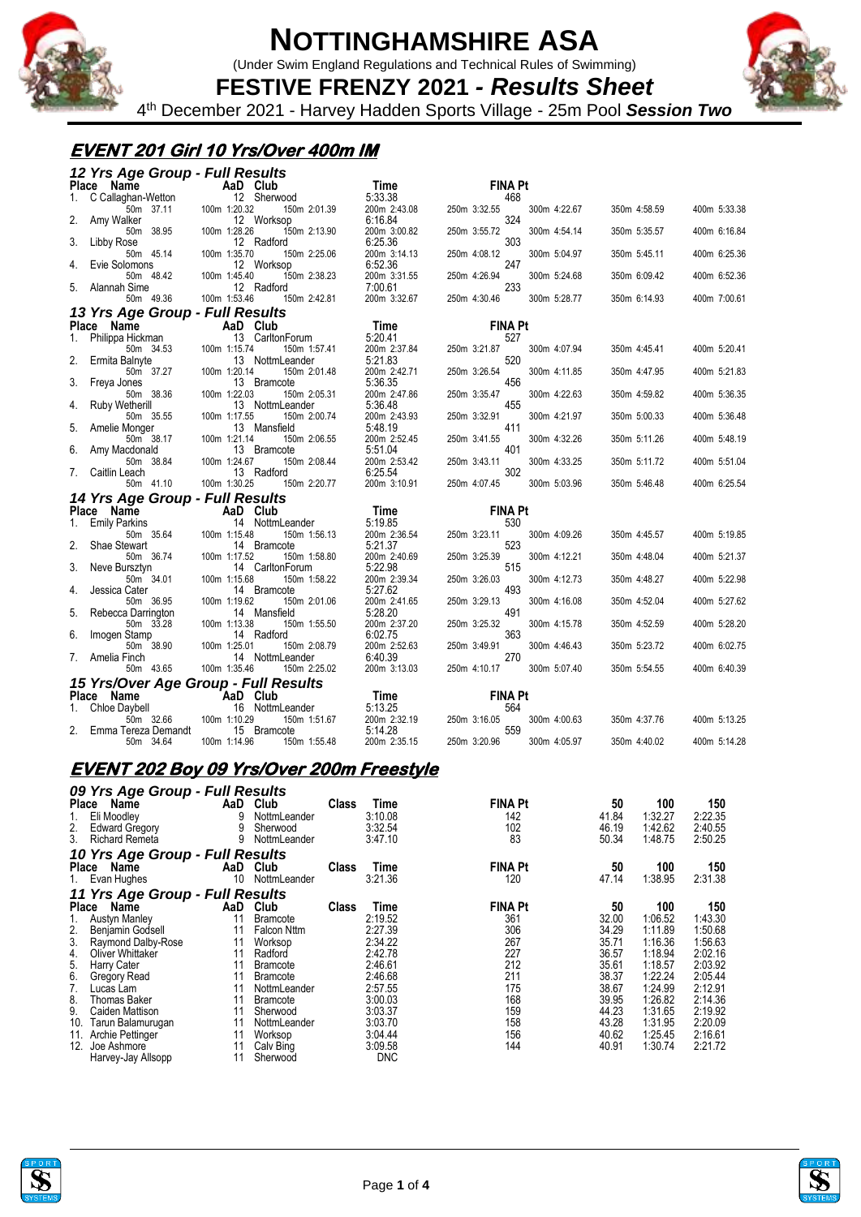# NOTTINGHAMSHIRE ASA

(Under Swim England Regulations and Technical Rules of Swimming)

## FESTIVE FRENZY 2021 - *Results Sheet*

4th December 2021 - Harvey Hadden Sports Village - 25m Pool ***Session Two***

## EVENT 201 Girl 10 Yrs/Over 400m IM

### 12 Yrs Age Group - Full Results

| Place | Name | AaD | Club | Time | FINA Pt | | | | |
|---|---|---|---|---|---|---|---|---|---|
| 1. | C Callaghan-Wetton | 12 | Sherwood | 5:33.38 | 468 | | | | |
| | 50m 37.11 | 100m 1:20.32 | 150m 2:01.39 | 200m 2:43.08 | 250m 3:32.55 | 300m 4:22.67 | 350m 4:58.59 | 400m 5:33.38 | |
| 2. | Amy Walker | 12 | Worksop | 6:16.84 | 324 | | | | |
| | 50m 38.95 | 100m 1:28.26 | 150m 2:13.90 | 200m 3:00.82 | 250m 3:55.72 | 300m 4:54.14 | 350m 5:35.57 | 400m 6:16.84 | |
| 3. | Libby Rose | 12 | Radford | 6:25.36 | 303 | | | | |
| | 50m 45.14 | 100m 1:35.70 | 150m 2:25.06 | 200m 3:14.13 | 250m 4:08.12 | 300m 5:04.97 | 350m 5:45.11 | 400m 6:25.36 | |
| 4. | Evie Solomons | 12 | Worksop | 6:52.36 | 247 | | | | |
| | 50m 48.42 | 100m 1:45.40 | 150m 2:38.23 | 200m 3:31.55 | 250m 4:26.94 | 300m 5:24.68 | 350m 6:09.42 | 400m 6:52.36 | |
| 5. | Alannah Sime | 12 | Radford | 7:00.61 | 233 | | | | |
| | 50m 49.36 | 100m 1:53.46 | 150m 2:42.81 | 200m 3:32.67 | 250m 4:30.46 | 300m 5:28.77 | 350m 6:14.93 | 400m 7:00.61 | |

### 13 Yrs Age Group - Full Results

| Place | Name | AaD | Club | Time | FINA Pt | | | | |
|---|---|---|---|---|---|---|---|---|---|
| 1. | Philippa Hickman | 13 | CarltonForum | 5:20.41 | 527 | | | | |
| | 50m 34.53 | 100m 1:15.74 | 150m 1:57.41 | 200m 2:37.84 | 250m 3:21.87 | 300m 4:07.94 | 350m 4:45.41 | 400m 5:20.41 | |
| 2. | Ermita Balnyte | 13 | NottmLeander | 5:21.83 | 520 | | | | |
| | 50m 37.27 | 100m 1:20.14 | 150m 2:01.48 | 200m 2:42.71 | 250m 3:26.54 | 300m 4:11.85 | 350m 4:47.95 | 400m 5:21.83 | |
| 3. | Freya Jones | 13 | Bramcote | 5:36.35 | 456 | | | | |
| | 50m 38.36 | 100m 1:22.03 | 150m 2:05.31 | 200m 2:47.86 | 250m 3:35.47 | 300m 4:22.63 | 350m 4:59.82 | 400m 5:36.35 | |
| 4. | Ruby Wetherill | 13 | NottmLeander | 5:36.48 | 455 | | | | |
| | 50m 35.55 | 100m 1:17.55 | 150m 2:00.74 | 200m 2:43.93 | 250m 3:32.91 | 300m 4:21.97 | 350m 5:00.33 | 400m 5:36.48 | |
| 5. | Amelie Monger | 13 | Mansfield | 5:48.19 | 411 | | | | |
| | 50m 38.17 | 100m 1:21.14 | 150m 2:06.55 | 200m 2:52.45 | 250m 3:41.55 | 300m 4:32.26 | 350m 5:11.26 | 400m 5:48.19 | |
| 6. | Amy Macdonald | 13 | Bramcote | 5:51.04 | 401 | | | | |
| | 50m 38.84 | 100m 1:24.67 | 150m 2:08.44 | 200m 2:53.42 | 250m 3:43.11 | 300m 4:33.25 | 350m 5:11.72 | 400m 5:51.04 | |
| 7. | Caitlin Leach | 13 | Radford | 6:25.54 | 302 | | | | |
| | 50m 41.10 | 100m 1:30.25 | 150m 2:20.77 | 200m 3:10.91 | 250m 4:07.45 | 300m 5:03.96 | 350m 5:46.48 | 400m 6:25.54 | |

### 14 Yrs Age Group - Full Results

| Place | Name | AaD | Club | Time | FINA Pt | | | | |
|---|---|---|---|---|---|---|---|---|---|
| 1. | Emily Parkins | 14 | NottmLeander | 5:19.85 | 530 | | | | |
| | 50m 35.64 | 100m 1:15.48 | 150m 1:56.13 | 200m 2:36.54 | 250m 3:23.11 | 300m 4:09.26 | 350m 4:45.57 | 400m 5:19.85 | |
| 2. | Shae Stewart | 14 | Bramcote | 5:21.37 | 523 | | | | |
| | 50m 36.74 | 100m 1:17.52 | 150m 1:58.80 | 200m 2:40.69 | 250m 3:25.39 | 300m 4:12.21 | 350m 4:48.04 | 400m 5:21.37 | |
| 3. | Neve Bursztyn | 14 | CarltonForum | 5:22.98 | 515 | | | | |
| | 50m 34.01 | 100m 1:15.68 | 150m 1:58.22 | 200m 2:39.34 | 250m 3:26.03 | 300m 4:12.73 | 350m 4:48.27 | 400m 5:22.98 | |
| 4. | Jessica Cater | 14 | Bramcote | 5:27.62 | 493 | | | | |
| | 50m 36.95 | 100m 1:19.62 | 150m 2:01.06 | 200m 2:41.65 | 250m 3:29.13 | 300m 4:16.08 | 350m 4:52.04 | 400m 5:27.62 | |
| 5. | Rebecca Darrington | 14 | Mansfield | 5:28.20 | 491 | | | | |
| | 50m 33.28 | 100m 1:13.38 | 150m 1:55.50 | 200m 2:37.20 | 250m 3:25.32 | 300m 4:15.78 | 350m 4:52.59 | 400m 5:28.20 | |
| 6. | Imogen Stamp | 14 | Radford | 6:02.75 | 363 | | | | |
| | 50m 38.90 | 100m 1:25.01 | 150m 2:08.79 | 200m 2:52.63 | 250m 3:49.91 | 300m 4:46.43 | 350m 5:23.72 | 400m 6:02.75 | |
| 7. | Amelia Finch | 14 | NottmLeander | 6:40.39 | 270 | | | | |
| | 50m 43.65 | 100m 1:35.46 | 150m 2:25.02 | 200m 3:13.03 | 250m 4:10.17 | 300m 5:07.40 | 350m 5:54.55 | 400m 6:40.39 | |

### 15 Yrs/Over Age Group - Full Results

| Place | Name | AaD | Club | Time | FINA Pt | | | | |
|---|---|---|---|---|---|---|---|---|---|
| 1. | Chloe Daybell | 16 | NottmLeander | 5:13.25 | 564 | | | | |
| | 50m 32.66 | 100m 1:10.29 | 150m 1:51.67 | 200m 2:32.19 | 250m 3:16.05 | 300m 4:00.63 | 350m 4:37.76 | 400m 5:13.25 | |
| 2. | Emma Tereza Demandt | 15 | Bramcote | 5:14.28 | 559 | | | | |
| | 50m 34.64 | 100m 1:14.96 | 150m 1:55.48 | 200m 2:35.15 | 250m 3:20.96 | 300m 4:05.97 | 350m 4:40.02 | 400m 5:14.28 | |

## EVENT 202 Boy 09 Yrs/Over 200m Freestyle

### 09 Yrs Age Group - Full Results

| Place | Name | AaD | Club | Class | Time | FINA Pt | 50 | 100 | 150 |
|---|---|---|---|---|---|---|---|---|---|
| 1. | Eli Moodley | 9 | NottmLeander | | 3:10.08 | 142 | 41.84 | 1:32.27 | 2:22.35 |
| 2. | Edward Gregory | 9 | Sherwood | | 3:32.54 | 102 | 46.19 | 1:42.62 | 2:40.55 |
| 3. | Richard Remeta | 9 | NottmLeander | | 3:47.10 | 83 | 50.34 | 1:48.75 | 2:50.25 |

### 10 Yrs Age Group - Full Results

| Place | Name | AaD | Club | Class | Time | FINA Pt | 50 | 100 | 150 |
|---|---|---|---|---|---|---|---|---|---|
| 1. | Evan Hughes | 10 | NottmLeander | | 3:21.36 | 120 | 47.14 | 1:38.95 | 2:31.38 |

### 11 Yrs Age Group - Full Results

| Place | Name | AaD | Club | Class | Time | FINA Pt | 50 | 100 | 150 |
|---|---|---|---|---|---|---|---|---|---|
| 1. | Austyn Manley | 11 | Bramcote | | 2:19.52 | 361 | 32.00 | 1:06.52 | 1:43.30 |
| 2. | Benjamin Godsell | 11 | Falcon Nttm | | 2:27.39 | 306 | 34.29 | 1:11.89 | 1:50.68 |
| 3. | Raymond Dalby-Rose | 11 | Worksop | | 2:34.22 | 267 | 35.71 | 1:16.36 | 1:56.63 |
| 4. | Oliver Whittaker | 11 | Radford | | 2:42.78 | 227 | 36.57 | 1:18.94 | 2:02.16 |
| 5. | Harry Cater | 11 | Bramcote | | 2:46.61 | 212 | 35.61 | 1:18.57 | 2:03.92 |
| 6. | Gregory Read | 11 | Bramcote | | 2:46.68 | 211 | 38.37 | 1:22.24 | 2:05.44 |
| 7. | Lucas Lam | 11 | NottmLeander | | 2:57.55 | 175 | 38.67 | 1:24.99 | 2:12.91 |
| 8. | Thomas Baker | 11 | Bramcote | | 3:00.03 | 168 | 39.95 | 1:26.82 | 2:14.36 |
| 9. | Caiden Mattison | 11 | Sherwood | | 3:03.37 | 159 | 44.23 | 1:31.65 | 2:19.92 |
| 10. | Tarun Balamurugan | 11 | NottmLeander | | 3:03.70 | 158 | 43.28 | 1:31.95 | 2:20.09 |
| 11. | Archie Pettinger | 11 | Worksop | | 3:04.44 | 156 | 40.62 | 1:25.45 | 2:16.61 |
| 12. | Joe Ashmore | 11 | Calv Bing | | 3:09.58 | 144 | 40.91 | 1:30.74 | 2:21.72 |
| | Harvey-Jay Allsopp | 11 | Sherwood | | DNC | | | | |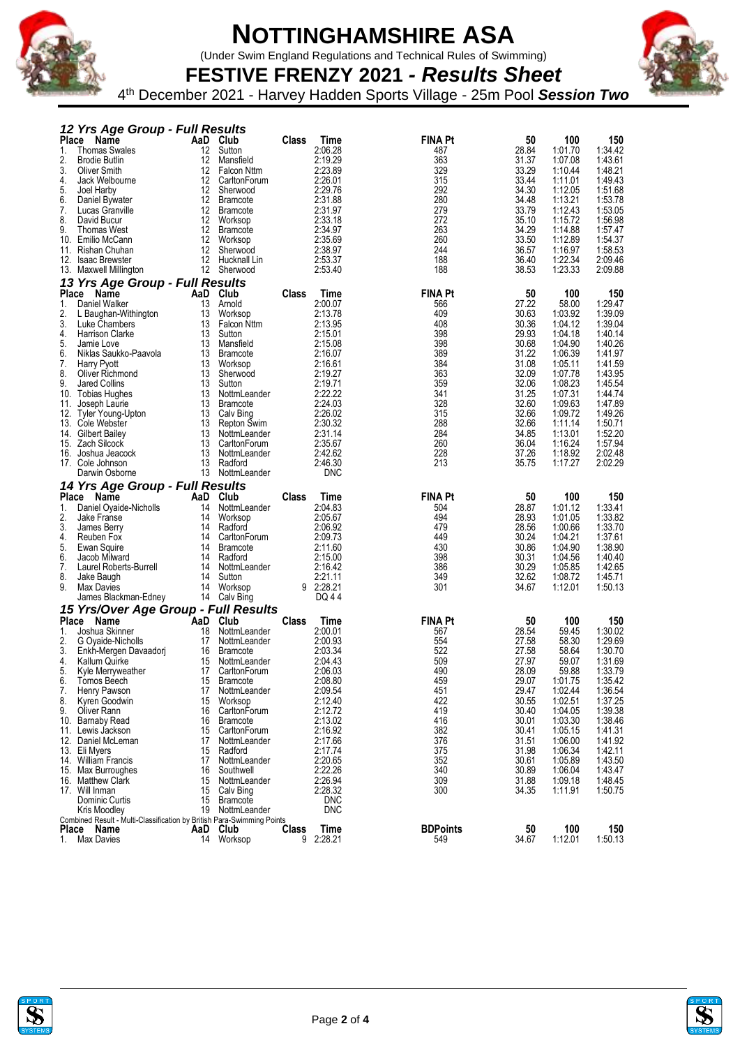# NOTTINGHAMSHIRE ASA

(Under Swim England Regulations and Technical Rules of Swimming)

## FESTIVE FRENZY 2021 - *Results Sheet*

4th December 2021 - Harvey Hadden Sports Village - 25m Pool ***Session Two***

### *12 Yrs Age Group - Full Results*

| Place | Name | AaD | Club | Class | Time | FINA Pt | 50 | 100 | 150 |
|---|---|---|---|---|---|---|---|---|---|
| 1. | Thomas Swales | 12 | Sutton | | 2:06.28 | 487 | 28.84 | 1:01.70 | 1:34.42 |
| 2. | Brodie Butlin | 12 | Mansfield | | 2:19.29 | 363 | 31.37 | 1:07.08 | 1:43.61 |
| 3. | Oliver Smith | 12 | Falcon Nttm | | 2:23.89 | 329 | 33.29 | 1:10.44 | 1:48.21 |
| 4. | Jack Welbourne | 12 | CarltonForum | | 2:26.01 | 315 | 33.44 | 1:11.01 | 1:49.43 |
| 5. | Joel Harby | 12 | Sherwood | | 2:29.76 | 292 | 34.30 | 1:12.05 | 1:51.68 |
| 6. | Daniel Bywater | 12 | Bramcote | | 2:31.88 | 280 | 34.48 | 1:13.21 | 1:53.78 |
| 7. | Lucas Granville | 12 | Bramcote | | 2:31.97 | 279 | 33.79 | 1:12.43 | 1:53.05 |
| 8. | David Bucur | 12 | Worksop | | 2:33.18 | 272 | 35.10 | 1:15.72 | 1:56.98 |
| 9. | Thomas West | 12 | Bramcote | | 2:34.97 | 263 | 34.29 | 1:14.88 | 1:57.47 |
| 10. | Emilio McCann | 12 | Worksop | | 2:35.69 | 260 | 33.50 | 1:12.89 | 1:54.37 |
| 11. | Rishan Chuhan | 12 | Sherwood | | 2:38.97 | 244 | 36.57 | 1:16.97 | 1:58.53 |
| 12. | Isaac Brewster | 12 | Hucknall Lin | | 2:53.37 | 188 | 36.40 | 1:22.34 | 2:09.46 |
| 13. | Maxwell Millington | 12 | Sherwood | | 2:53.40 | 188 | 38.53 | 1:23.33 | 2:09.88 |

### *13 Yrs Age Group - Full Results*

| Place | Name | AaD | Club | Class | Time | FINA Pt | 50 | 100 | 150 |
|---|---|---|---|---|---|---|---|---|---|
| 1. | Daniel Walker | 13 | Arnold | | 2:00.07 | 566 | 27.22 | 58.00 | 1:29.47 |
| 2. | L Baughan-Withington | 13 | Worksop | | 2:13.78 | 409 | 30.63 | 1:03.92 | 1:39.09 |
| 3. | Luke Chambers | 13 | Falcon Nttm | | 2:13.95 | 408 | 30.36 | 1:04.12 | 1:39.04 |
| 4. | Harrison Clarke | 13 | Sutton | | 2:15.01 | 398 | 29.93 | 1:04.18 | 1:40.14 |
| 5. | Jamie Love | 13 | Mansfield | | 2:15.08 | 398 | 30.68 | 1:04.90 | 1:40.26 |
| 6. | Niklas Saukko-Paavola | 13 | Bramcote | | 2:16.07 | 389 | 31.22 | 1:06.39 | 1:41.97 |
| 7. | Harry Pyott | 13 | Worksop | | 2:16.61 | 384 | 31.08 | 1:05.11 | 1:41.59 |
| 8. | Oliver Richmond | 13 | Sherwood | | 2:19.27 | 363 | 32.09 | 1:07.78 | 1:43.95 |
| 9. | Jared Collins | 13 | Sutton | | 2:19.71 | 359 | 32.06 | 1:08.23 | 1:45.54 |
| 10. | Tobias Hughes | 13 | NottmLeander | | 2:22.22 | 341 | 31.25 | 1:07.31 | 1:44.74 |
| 11. | Joseph Laurie | 13 | Bramcote | | 2:24.03 | 328 | 32.60 | 1:09.63 | 1:47.89 |
| 12. | Tyler Young-Upton | 13 | Calv Bing | | 2:26.02 | 315 | 32.66 | 1:09.72 | 1:49.26 |
| 13. | Cole Webster | 13 | Repton Swim | | 2:30.32 | 288 | 32.66 | 1:11.14 | 1:50.71 |
| 14. | Gilbert Bailey | 13 | NottmLeander | | 2:31.14 | 284 | 34.85 | 1:13.01 | 1:52.20 |
| 15. | Zach Silcock | 13 | CarltonForum | | 2:35.67 | 260 | 36.04 | 1:16.24 | 1:57.94 |
| 16. | Joshua Jeacock | 13 | NottmLeander | | 2:42.62 | 228 | 37.26 | 1:18.92 | 2:02.48 |
| 17. | Cole Johnson | 13 | Radford | | 2:46.30 | 213 | 35.75 | 1:17.27 | 2:02.29 |
| | Darwin Osborne | 13 | NottmLeander | | DNC | | | | |

### *14 Yrs Age Group - Full Results*

| Place | Name | AaD | Club | Class | Time | FINA Pt | 50 | 100 | 150 |
|---|---|---|---|---|---|---|---|---|---|
| 1. | Daniel Oyaide-Nicholls | 14 | NottmLeander | | 2:04.83 | 504 | 28.87 | 1:01.12 | 1:33.41 |
| 2. | Jake Franse | 14 | Worksop | | 2:05.67 | 494 | 28.93 | 1:01.05 | 1:33.82 |
| 3. | James Berry | 14 | Radford | | 2:06.92 | 479 | 28.56 | 1:00.66 | 1:33.70 |
| 4. | Reuben Fox | 14 | CarltonForum | | 2:09.73 | 449 | 30.24 | 1:04.21 | 1:37.61 |
| 5. | Ewan Squire | 14 | Bramcote | | 2:11.60 | 430 | 30.86 | 1:04.90 | 1:38.90 |
| 6. | Jacob Milward | 14 | Radford | | 2:15.00 | 398 | 30.31 | 1:04.56 | 1:40.40 |
| 7. | Laurel Roberts-Burrell | 14 | NottmLeander | | 2:16.42 | 386 | 30.29 | 1:05.85 | 1:42.65 |
| 8. | Jake Baugh | 14 | Sutton | | 2:21.11 | 349 | 32.62 | 1:08.72 | 1:45.71 |
| 9. | Max Davies | 14 | Worksop | 9 | 2:28.21 | 301 | 34.67 | 1:12.01 | 1:50.13 |
| | James Blackman-Edney | 14 | Calv Bing | | DQ 4 4 | | | | |

### *15 Yrs/Over Age Group - Full Results*

| Place | Name | AaD | Club | Class | Time | FINA Pt | 50 | 100 | 150 |
|---|---|---|---|---|---|---|---|---|---|
| 1. | Joshua Skinner | 18 | NottmLeander | | 2:00.01 | 567 | 28.54 | 59.45 | 1:30.02 |
| 2. | G Oyaide-Nicholls | 17 | NottmLeander | | 2:00.93 | 554 | 27.58 | 58.30 | 1:29.69 |
| 3. | Enkh-Mergen Davaadorj | 16 | Bramcote | | 2:03.34 | 522 | 27.58 | 58.64 | 1:30.70 |
| 4. | Kallum Quirke | 15 | NottmLeander | | 2:04.43 | 509 | 27.97 | 59.07 | 1:31.69 |
| 5. | Kyle Merryweather | 17 | CarltonForum | | 2:06.03 | 490 | 28.09 | 59.88 | 1:33.79 |
| 6. | Tomos Beech | 15 | Bramcote | | 2:08.80 | 459 | 29.07 | 1:01.75 | 1:35.42 |
| 7. | Henry Pawson | 17 | NottmLeander | | 2:09.54 | 451 | 29.47 | 1:02.44 | 1:36.54 |
| 8. | Kyren Goodwin | 15 | Worksop | | 2:12.40 | 422 | 30.55 | 1:02.51 | 1:37.25 |
| 9. | Oliver Rann | 16 | CarltonForum | | 2:12.72 | 419 | 30.40 | 1:04.05 | 1:39.38 |
| 10. | Barnaby Read | 16 | Bramcote | | 2:13.02 | 416 | 30.01 | 1:03.30 | 1:38.46 |
| 11. | Lewis Jackson | 15 | CarltonForum | | 2:16.92 | 382 | 30.41 | 1:05.15 | 1:41.31 |
| 12. | Daniel McLeman | 17 | NottmLeander | | 2:17.66 | 376 | 31.51 | 1:06.00 | 1:41.92 |
| 13. | Eli Myers | 15 | Radford | | 2:17.74 | 375 | 31.98 | 1:06.34 | 1:42.11 |
| 14. | William Francis | 17 | NottmLeander | | 2:20.65 | 352 | 30.61 | 1:05.89 | 1:43.50 |
| 15. | Max Burroughes | 16 | Southwell | | 2:22.26 | 340 | 30.89 | 1:06.04 | 1:43.47 |
| 16. | Matthew Clark | 15 | NottmLeander | | 2:26.94 | 309 | 31.88 | 1:09.18 | 1:48.45 |
| 17. | Will Inman | 15 | Calv Bing | | 2:28.32 | 300 | 34.35 | 1:11.91 | 1:50.75 |
| | Dominic Curtis | 15 | Bramcote | | DNC | | | | |
| | Kris Moodley | 19 | NottmLeander | | DNC | | | | |

Combined Result - Multi-Classification by British Para-Swimming Points

| Place | Name | AaD | Club | Class | Time | BDPoints | 50 | 100 | 150 |
|---|---|---|---|---|---|---|---|---|---|
| 1. | Max Davies | 14 | Worksop | 9 | 2:28.21 | 549 | 34.67 | 1:12.01 | 1:50.13 |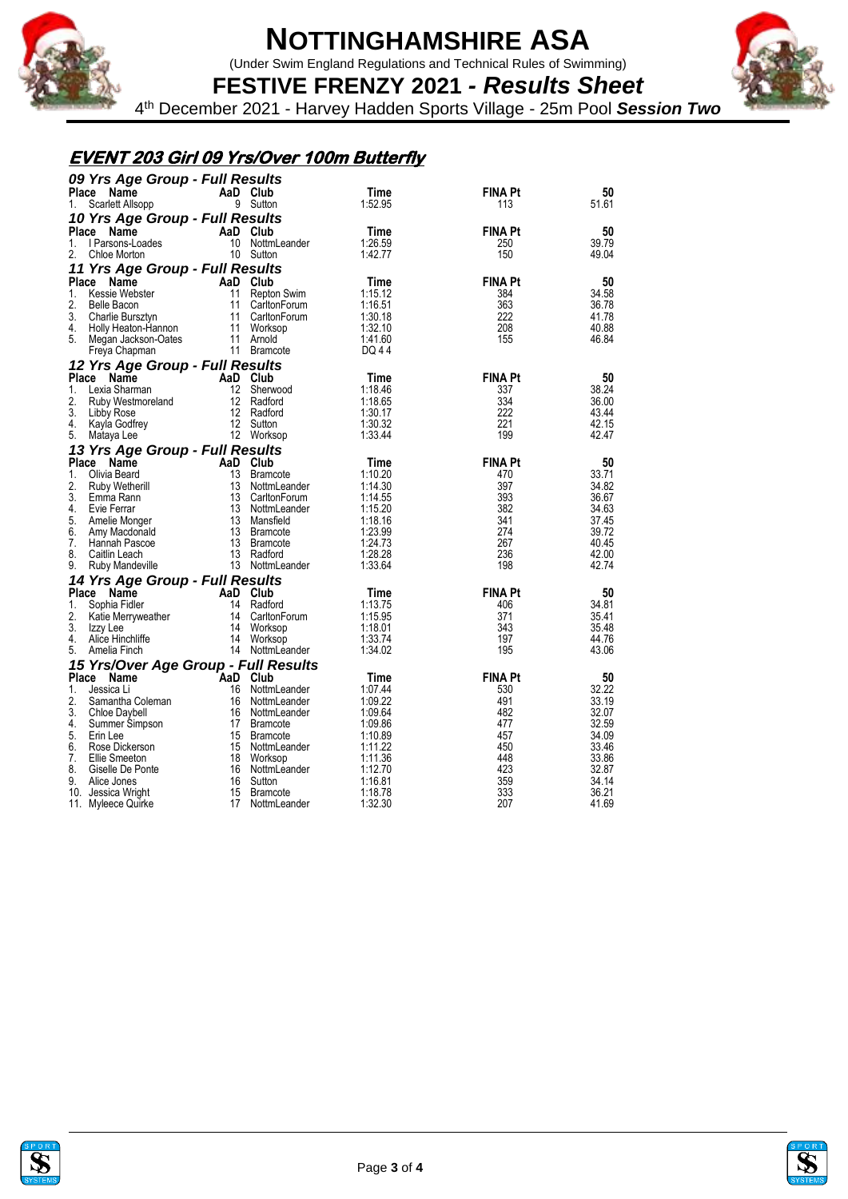# NOTTINGHAMSHIRE ASA

(Under Swim England Regulations and Technical Rules of Swimming)

## FESTIVE FRENZY 2021 - *Results Sheet*

4th December 2021 - Harvey Hadden Sports Village - 25m Pool ***Session Two***

### EVENT 203 Girl 09 Yrs/Over 100m Butterfly

#### *09 Yrs Age Group - Full Results*

| Place | Name | AaD | Club | Time | FINA Pt | 50 |
|---|---|---|---|---|---|---|
| 1. | Scarlett Allsopp | 9 | Sutton | 1:52.95 | 113 | 51.61 |

#### *10 Yrs Age Group - Full Results*

| Place | Name | AaD | Club | Time | FINA Pt | 50 |
|---|---|---|---|---|---|---|
| 1. | I Parsons-Loades | 10 | NottmLeander | 1:26.59 | 250 | 39.79 |
| 2. | Chloe Morton | 10 | Sutton | 1:42.77 | 150 | 49.04 |

#### *11 Yrs Age Group - Full Results*

| Place | Name | AaD | Club | Time | FINA Pt | 50 |
|---|---|---|---|---|---|---|
| 1. | Kessie Webster | 11 | Repton Swim | 1:15.12 | 384 | 34.58 |
| 2. | Belle Bacon | 11 | CarltonForum | 1:16.51 | 363 | 36.78 |
| 3. | Charlie Bursztyn | 11 | CarltonForum | 1:30.18 | 222 | 41.78 |
| 4. | Holly Heaton-Hannon | 11 | Worksop | 1:32.10 | 208 | 40.88 |
| 5. | Megan Jackson-Oates | 11 | Arnold | 1:41.60 | 155 | 46.84 |
| | Freya Chapman | 11 | Bramcote | DQ 4 4 | | |

#### *12 Yrs Age Group - Full Results*

| Place | Name | AaD | Club | Time | FINA Pt | 50 |
|---|---|---|---|---|---|---|
| 1. | Lexia Sharman | 12 | Sherwood | 1:18.46 | 337 | 38.24 |
| 2. | Ruby Westmoreland | 12 | Radford | 1:18.65 | 334 | 36.00 |
| 3. | Libby Rose | 12 | Radford | 1:30.17 | 222 | 43.44 |
| 4. | Kayla Godfrey | 12 | Sutton | 1:30.32 | 221 | 42.15 |
| 5. | Mataya Lee | 12 | Worksop | 1:33.44 | 199 | 42.47 |

#### *13 Yrs Age Group - Full Results*

| Place | Name | AaD | Club | Time | FINA Pt | 50 |
|---|---|---|---|---|---|---|
| 1. | Olivia Beard | 13 | Bramcote | 1:10.20 | 470 | 33.71 |
| 2. | Ruby Wetherill | 13 | NottmLeander | 1:14.30 | 397 | 34.82 |
| 3. | Emma Rann | 13 | CarltonForum | 1:14.55 | 393 | 36.67 |
| 4. | Evie Ferrar | 13 | NottmLeander | 1:15.20 | 382 | 34.63 |
| 5. | Amelie Monger | 13 | Mansfield | 1:18.16 | 341 | 37.45 |
| 6. | Amy Macdonald | 13 | Bramcote | 1:23.99 | 274 | 39.72 |
| 7. | Hannah Pascoe | 13 | Bramcote | 1:24.73 | 267 | 40.45 |
| 8. | Caitlin Leach | 13 | Radford | 1:28.28 | 236 | 42.00 |
| 9. | Ruby Mandeville | 13 | NottmLeander | 1:33.64 | 198 | 42.74 |

#### *14 Yrs Age Group - Full Results*

| Place | Name | AaD | Club | Time | FINA Pt | 50 |
|---|---|---|---|---|---|---|
| 1. | Sophia Fidler | 14 | Radford | 1:13.75 | 406 | 34.81 |
| 2. | Katie Merryweather | 14 | CarltonForum | 1:15.95 | 371 | 35.41 |
| 3. | Izzy Lee | 14 | Worksop | 1:18.01 | 343 | 35.48 |
| 4. | Alice Hinchliffe | 14 | Worksop | 1:33.74 | 197 | 44.76 |
| 5. | Amelia Finch | 14 | NottmLeander | 1:34.02 | 195 | 43.06 |

#### *15 Yrs/Over Age Group - Full Results*

| Place | Name | AaD | Club | Time | FINA Pt | 50 |
|---|---|---|---|---|---|---|
| 1. | Jessica Li | 16 | NottmLeander | 1:07.44 | 530 | 32.22 |
| 2. | Samantha Coleman | 16 | NottmLeander | 1:09.22 | 491 | 33.19 |
| 3. | Chloe Daybell | 16 | NottmLeander | 1:09.64 | 482 | 32.07 |
| 4. | Summer Simpson | 17 | Bramcote | 1:09.86 | 477 | 32.59 |
| 5. | Erin Lee | 15 | Bramcote | 1:10.89 | 457 | 34.09 |
| 6. | Rose Dickerson | 15 | NottmLeander | 1:11.22 | 450 | 33.46 |
| 7. | Ellie Smeeton | 18 | Worksop | 1:11.36 | 448 | 33.86 |
| 8. | Giselle De Ponte | 16 | NottmLeander | 1:12.70 | 423 | 32.87 |
| 9. | Alice Jones | 16 | Sutton | 1:16.81 | 359 | 34.14 |
| 10. | Jessica Wright | 15 | Bramcote | 1:18.78 | 333 | 36.21 |
| 11. | Myleece Quirke | 17 | NottmLeander | 1:32.30 | 207 | 41.69 |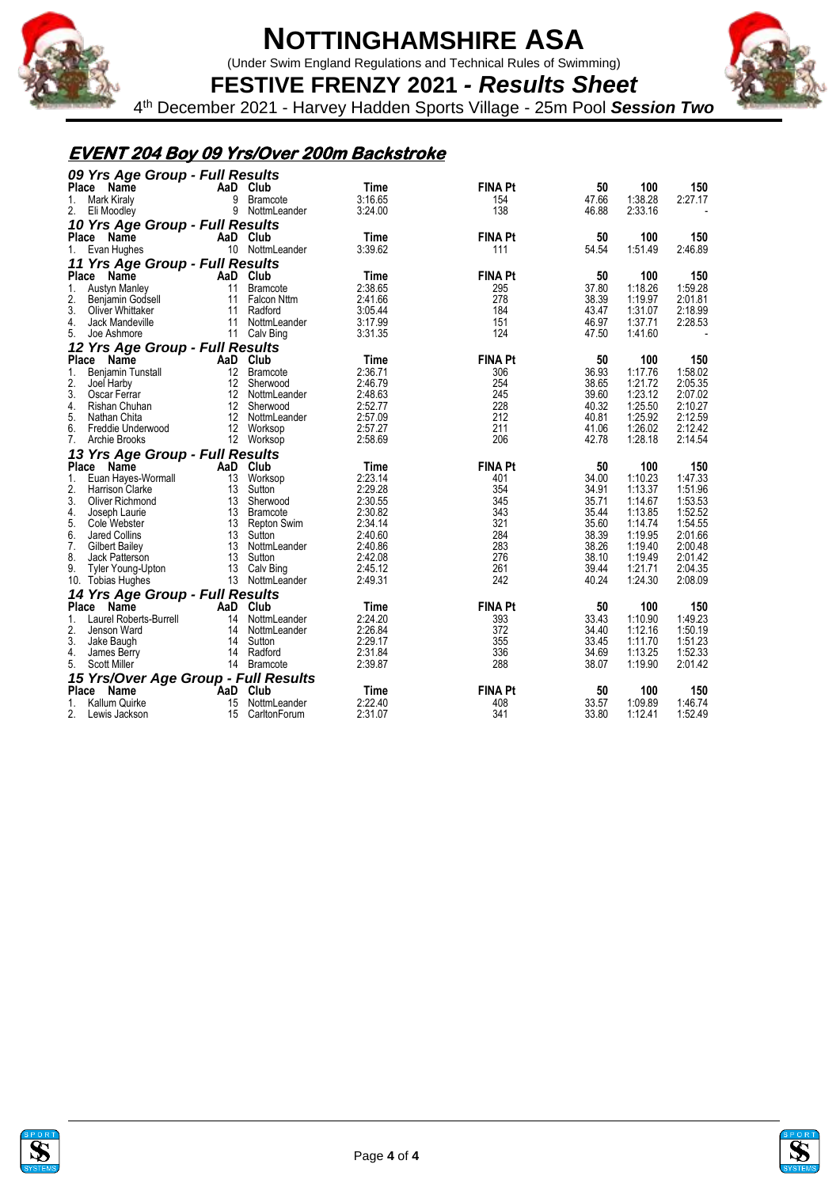# NOTTINGHAMSHIRE ASA

(Under Swim England Regulations and Technical Rules of Swimming)

## FESTIVE FRENZY 2021 - *Results Sheet*

4th December 2021 - Harvey Hadden Sports Village - 25m Pool ***Session Two***

### *EVENT 204 Boy 09 Yrs/Over 200m Backstroke*

***09 Yrs Age Group - Full Results***

| Place | Name | AaD | Club | Time | FINA Pt | 50 | 100 | 150 |
|---|---|---|---|---|---|---|---|---|
| 1. | Mark Kiraly | 9 | Bramcote | 3:16.65 | 154 | 47.66 | 1:38.28 | 2:27.17 |
| 2. | Eli Moodley | 9 | NottmLeander | 3:24.00 | 138 | 46.88 | 2:33.16 | - |

***10 Yrs Age Group - Full Results***

| Place | Name | AaD | Club | Time | FINA Pt | 50 | 100 | 150 |
|---|---|---|---|---|---|---|---|---|
| 1. | Evan Hughes | 10 | NottmLeander | 3:39.62 | 111 | 54.54 | 1:51.49 | 2:46.89 |

***11 Yrs Age Group - Full Results***

| Place | Name | AaD | Club | Time | FINA Pt | 50 | 100 | 150 |
|---|---|---|---|---|---|---|---|---|
| 1. | Austyn Manley | 11 | Bramcote | 2:38.65 | 295 | 37.80 | 1:18.26 | 1:59.28 |
| 2. | Benjamin Godsell | 11 | Falcon Nttm | 2:41.66 | 278 | 38.39 | 1:19.97 | 2:01.81 |
| 3. | Oliver Whittaker | 11 | Radford | 3:05.44 | 184 | 43.47 | 1:31.07 | 2:18.99 |
| 4. | Jack Mandeville | 11 | NottmLeander | 3:17.99 | 151 | 46.97 | 1:37.71 | 2:28.53 |
| 5. | Joe Ashmore | 11 | Calv Bing | 3:31.35 | 124 | 47.50 | 1:41.60 | - |

***12 Yrs Age Group - Full Results***

| Place | Name | AaD | Club | Time | FINA Pt | 50 | 100 | 150 |
|---|---|---|---|---|---|---|---|---|
| 1. | Benjamin Tunstall | 12 | Bramcote | 2:36.71 | 306 | 36.93 | 1:17.76 | 1:58.02 |
| 2. | Joel Harby | 12 | Sherwood | 2:46.79 | 254 | 38.65 | 1:21.72 | 2:05.35 |
| 3. | Oscar Ferrar | 12 | NottmLeander | 2:48.63 | 245 | 39.60 | 1:23.12 | 2:07.02 |
| 4. | Rishan Chuhan | 12 | Sherwood | 2:52.77 | 228 | 40.32 | 1:25.50 | 2:10.27 |
| 5. | Nathan Chita | 12 | NottmLeander | 2:57.09 | 212 | 40.81 | 1:25.92 | 2:12.59 |
| 6. | Freddie Underwood | 12 | Worksop | 2:57.27 | 211 | 41.06 | 1:26.02 | 2:12.42 |
| 7. | Archie Brooks | 12 | Worksop | 2:58.69 | 206 | 42.78 | 1:28.18 | 2:14.54 |

***13 Yrs Age Group - Full Results***

| Place | Name | AaD | Club | Time | FINA Pt | 50 | 100 | 150 |
|---|---|---|---|---|---|---|---|---|
| 1. | Euan Hayes-Wormall | 13 | Worksop | 2:23.14 | 401 | 34.00 | 1:10.23 | 1:47.33 |
| 2. | Harrison Clarke | 13 | Sutton | 2:29.28 | 354 | 34.91 | 1:13.37 | 1:51.96 |
| 3. | Oliver Richmond | 13 | Sherwood | 2:30.55 | 345 | 35.71 | 1:14.67 | 1:53.53 |
| 4. | Joseph Laurie | 13 | Bramcote | 2:30.82 | 343 | 35.44 | 1:13.85 | 1:52.52 |
| 5. | Cole Webster | 13 | Repton Swim | 2:34.14 | 321 | 35.60 | 1:14.74 | 1:54.55 |
| 6. | Jared Collins | 13 | Sutton | 2:40.60 | 284 | 38.39 | 1:19.95 | 2:01.66 |
| 7. | Gilbert Bailey | 13 | NottmLeander | 2:40.86 | 283 | 38.26 | 1:19.40 | 2:00.48 |
| 8. | Jack Patterson | 13 | Sutton | 2:42.08 | 276 | 38.10 | 1:19.49 | 2:01.42 |
| 9. | Tyler Young-Upton | 13 | Calv Bing | 2:45.12 | 261 | 39.44 | 1:21.71 | 2:04.35 |
| 10. | Tobias Hughes | 13 | NottmLeander | 2:49.31 | 242 | 40.24 | 1:24.30 | 2:08.09 |

***14 Yrs Age Group - Full Results***

| Place | Name | AaD | Club | Time | FINA Pt | 50 | 100 | 150 |
|---|---|---|---|---|---|---|---|---|
| 1. | Laurel Roberts-Burrell | 14 | NottmLeander | 2:24.20 | 393 | 33.43 | 1:10.90 | 1:49.23 |
| 2. | Jenson Ward | 14 | NottmLeander | 2:26.84 | 372 | 34.40 | 1:12.16 | 1:50.19 |
| 3. | Jake Baugh | 14 | Sutton | 2:29.17 | 355 | 33.45 | 1:11.70 | 1:51.23 |
| 4. | James Berry | 14 | Radford | 2:31.84 | 336 | 34.69 | 1:13.25 | 1:52.33 |
| 5. | Scott Miller | 14 | Bramcote | 2:39.87 | 288 | 38.07 | 1:19.90 | 2:01.42 |

***15 Yrs/Over Age Group - Full Results***

| Place | Name | AaD | Club | Time | FINA Pt | 50 | 100 | 150 |
|---|---|---|---|---|---|---|---|---|
| 1. | Kallum Quirke | 15 | NottmLeander | 2:22.40 | 408 | 33.57 | 1:09.89 | 1:46.74 |
| 2. | Lewis Jackson | 15 | CarltonForum | 2:31.07 | 341 | 33.80 | 1:12.41 | 1:52.49 |